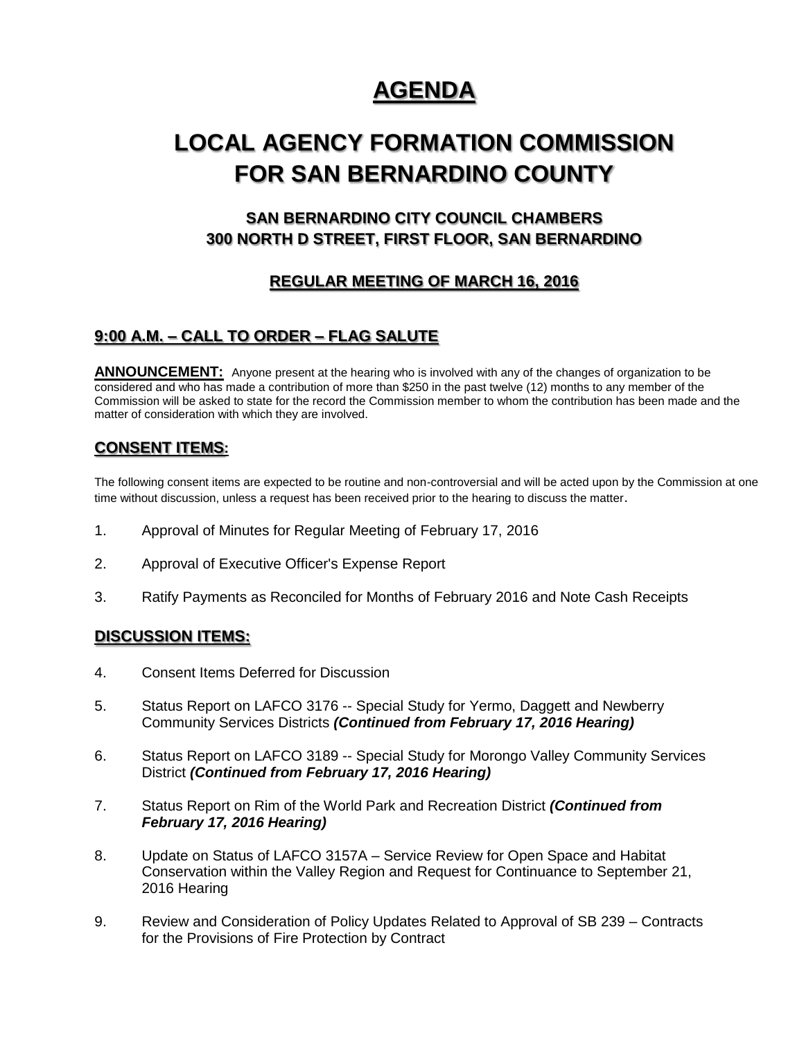# AGENDA

# LOCAL AGENCY FORMATION COMMISSION FOR SAN BERNARDINO COUNTY

### SAN BERNARDINO CITY COUNCIL CHAMBERS
### 300 NORTH D STREET, FIRST FLOOR, SAN BERNARDINO

### REGULAR MEETING OF MARCH 16, 2016

## 9:00 A.M. – CALL TO ORDER – FLAG SALUTE

**ANNOUNCEMENT:** Anyone present at the hearing who is involved with any of the changes of organization to be considered and who has made a contribution of more than $250 in the past twelve (12) months to any member of the Commission will be asked to state for the record the Commission member to whom the contribution has been made and the matter of consideration with which they are involved.

## CONSENT ITEMS:

The following consent items are expected to be routine and non-controversial and will be acted upon by the Commission at one time without discussion, unless a request has been received prior to the hearing to discuss the matter.

1. Approval of Minutes for Regular Meeting of February 17, 2016

2. Approval of Executive Officer's Expense Report

3. Ratify Payments as Reconciled for Months of February 2016 and Note Cash Receipts

## DISCUSSION ITEMS:

4. Consent Items Deferred for Discussion

5. Status Report on LAFCO 3176 -- Special Study for Yermo, Daggett and Newberry Community Services Districts ***(Continued from February 17, 2016 Hearing)***

6. Status Report on LAFCO 3189 -- Special Study for Morongo Valley Community Services District ***(Continued from February 17, 2016 Hearing)***

7. Status Report on Rim of the World Park and Recreation District ***(Continued from February 17, 2016 Hearing)***

8. Update on Status of LAFCO 3157A – Service Review for Open Space and Habitat Conservation within the Valley Region and Request for Continuance to September 21, 2016 Hearing

9. Review and Consideration of Policy Updates Related to Approval of SB 239 – Contracts for the Provisions of Fire Protection by Contract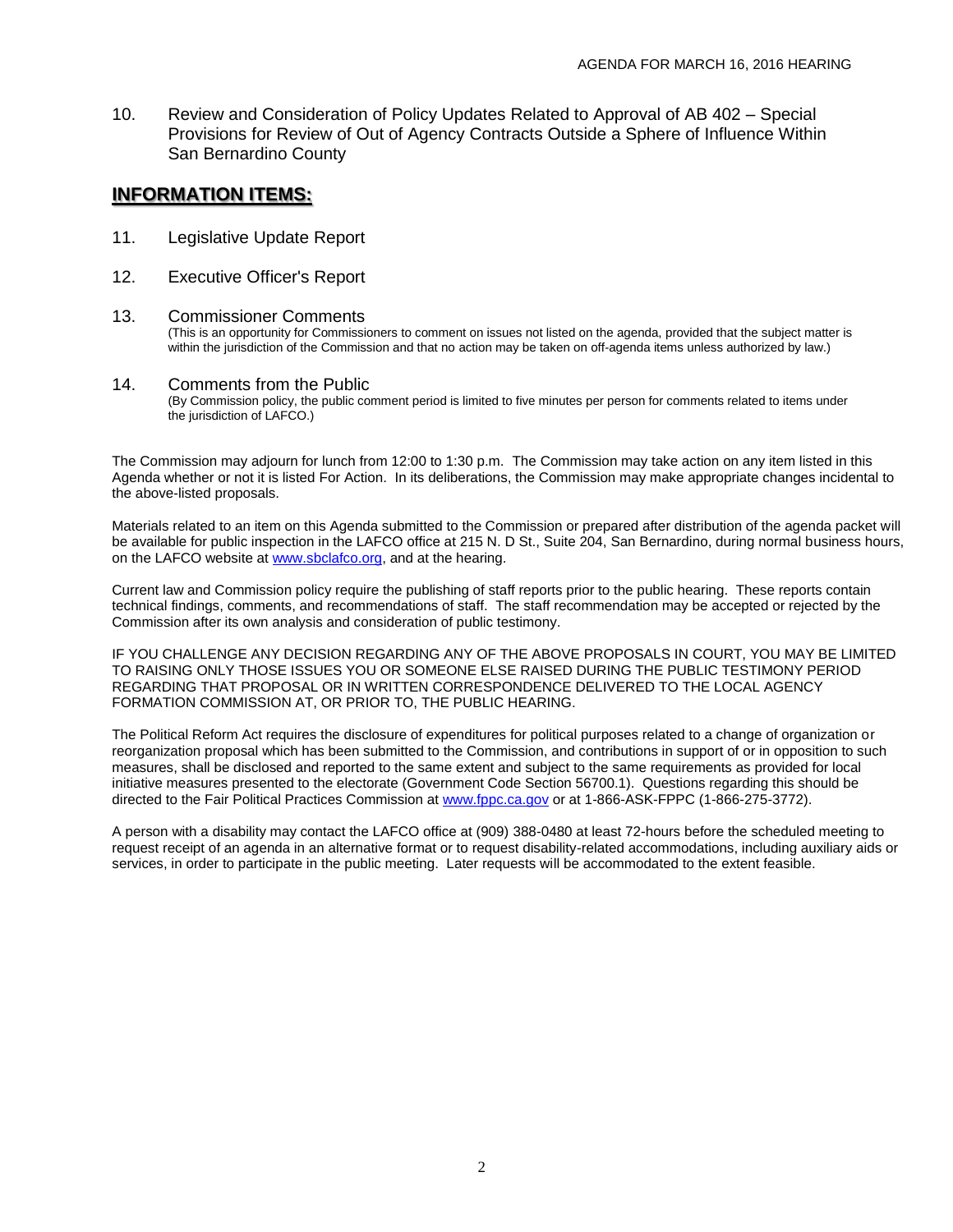10. Review and Consideration of Policy Updates Related to Approval of AB 402 – Special Provisions for Review of Out of Agency Contracts Outside a Sphere of Influence Within San Bernardino County

## INFORMATION ITEMS:

11. Legislative Update Report

12. Executive Officer's Report

13. Commissioner Comments
(This is an opportunity for Commissioners to comment on issues not listed on the agenda, provided that the subject matter is within the jurisdiction of the Commission and that no action may be taken on off-agenda items unless authorized by law.)

14. Comments from the Public
(By Commission policy, the public comment period is limited to five minutes per person for comments related to items under the jurisdiction of LAFCO.)

The Commission may adjourn for lunch from 12:00 to 1:30 p.m. The Commission may take action on any item listed in this Agenda whether or not it is listed For Action. In its deliberations, the Commission may make appropriate changes incidental to the above-listed proposals.

Materials related to an item on this Agenda submitted to the Commission or prepared after distribution of the agenda packet will be available for public inspection in the LAFCO office at 215 N. D St., Suite 204, San Bernardino, during normal business hours, on the LAFCO website at www.sbclafco.org, and at the hearing.

Current law and Commission policy require the publishing of staff reports prior to the public hearing. These reports contain technical findings, comments, and recommendations of staff. The staff recommendation may be accepted or rejected by the Commission after its own analysis and consideration of public testimony.

IF YOU CHALLENGE ANY DECISION REGARDING ANY OF THE ABOVE PROPOSALS IN COURT, YOU MAY BE LIMITED TO RAISING ONLY THOSE ISSUES YOU OR SOMEONE ELSE RAISED DURING THE PUBLIC TESTIMONY PERIOD REGARDING THAT PROPOSAL OR IN WRITTEN CORRESPONDENCE DELIVERED TO THE LOCAL AGENCY FORMATION COMMISSION AT, OR PRIOR TO, THE PUBLIC HEARING.

The Political Reform Act requires the disclosure of expenditures for political purposes related to a change of organization or reorganization proposal which has been submitted to the Commission, and contributions in support of or in opposition to such measures, shall be disclosed and reported to the same extent and subject to the same requirements as provided for local initiative measures presented to the electorate (Government Code Section 56700.1). Questions regarding this should be directed to the Fair Political Practices Commission at www.fppc.ca.gov or at 1-866-ASK-FPPC (1-866-275-3772).

A person with a disability may contact the LAFCO office at (909) 388-0480 at least 72-hours before the scheduled meeting to request receipt of an agenda in an alternative format or to request disability-related accommodations, including auxiliary aids or services, in order to participate in the public meeting. Later requests will be accommodated to the extent feasible.